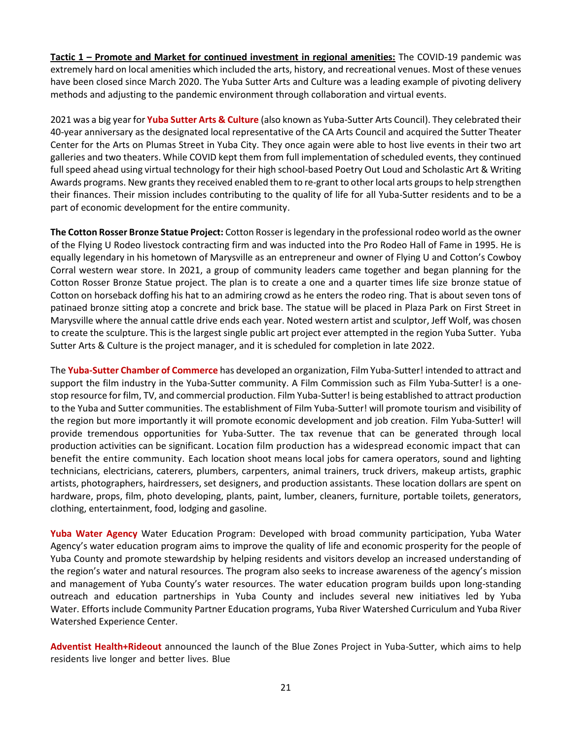**Tactic 1 – Promote and Market for continued investment in regional amenities:** The COVID-19 pandemic was extremely hard on local amenities which included the arts, history, and recreational venues. Most of these venues have been closed since March 2020. The Yuba Sutter Arts and Culture was a leading example of pivoting delivery methods and adjusting to the pandemic environment through collaboration and virtual events.

2021 was a big year for **Yuba Sutter Arts & Culture** (also known as Yuba-Sutter Arts Council). They celebrated their 40-year anniversary as the designated local representative of the CA Arts Council and acquired the Sutter Theater Center for the Arts on Plumas Street in Yuba City. They once again were able to host live events in their two art galleries and two theaters. While COVID kept them from full implementation of scheduled events, they continued full speed ahead using virtual technology for their high school-based Poetry Out Loud and Scholastic Art & Writing Awards programs. New grants they received enabled them to re-grant to other local arts groups to help strengthen their finances. Their mission includes contributing to the quality of life for all Yuba-Sutter residents and to be a part of economic development for the entire community.

**The Cotton Rosser Bronze Statue Project:** Cotton Rosser is legendary in the professional rodeo world as the owner of the Flying U Rodeo livestock contracting firm and was inducted into the Pro Rodeo Hall of Fame in 1995. He is equally legendary in his hometown of Marysville as an entrepreneur and owner of Flying U and Cotton's Cowboy Corral western wear store. In 2021, a group of community leaders came together and began planning for the Cotton Rosser Bronze Statue project. The plan is to create a one and a quarter times life size bronze statue of Cotton on horseback doffing his hat to an admiring crowd as he enters the rodeo ring. That is about seven tons of patinaed bronze sitting atop a concrete and brick base. The statue will be placed in Plaza Park on First Street in Marysville where the annual cattle drive ends each year. Noted western artist and sculptor, Jeff Wolf, was chosen to create the sculpture. This is the largest single public art project ever attempted in the region Yuba Sutter. Yuba Sutter Arts & Culture is the project manager, and it is scheduled for completion in late 2022.

The **Yuba-Sutter Chamber of Commerce** has developed an organization, Film Yuba-Sutter! intended to attract and support the film industry in the Yuba-Sutter community. A Film Commission such as Film Yuba-Sutter! is a one-stop resource for film, TV, and commercial production. Film Yuba-Sutter! is being established to attract production to the Yuba and Sutter communities. The establishment of Film Yuba-Sutter! will promote tourism and visibility of the region but more importantly it will promote economic development and job creation. Film Yuba-Sutter! will provide tremendous opportunities for Yuba-Sutter. The tax revenue that can be generated through local production activities can be significant. Location film production has a widespread economic impact that can benefit the entire community. Each location shoot means local jobs for camera operators, sound and lighting technicians, electricians, caterers, plumbers, carpenters, animal trainers, truck drivers, makeup artists, graphic artists, photographers, hairdressers, set designers, and production assistants. These location dollars are spent on hardware, props, film, photo developing, plants, paint, lumber, cleaners, furniture, portable toilets, generators, clothing, entertainment, food, lodging and gasoline.

**Yuba Water Agency** Water Education Program: Developed with broad community participation, Yuba Water Agency's water education program aims to improve the quality of life and economic prosperity for the people of Yuba County and promote stewardship by helping residents and visitors develop an increased understanding of the region's water and natural resources. The program also seeks to increase awareness of the agency's mission and management of Yuba County's water resources. The water education program builds upon long-standing outreach and education partnerships in Yuba County and includes several new initiatives led by Yuba Water. Efforts include Community Partner Education programs, Yuba River Watershed Curriculum and Yuba River Watershed Experience Center.

**Adventist Health+Rideout** announced the launch of the Blue Zones Project in Yuba-Sutter, which aims to help residents live longer and better lives. Blue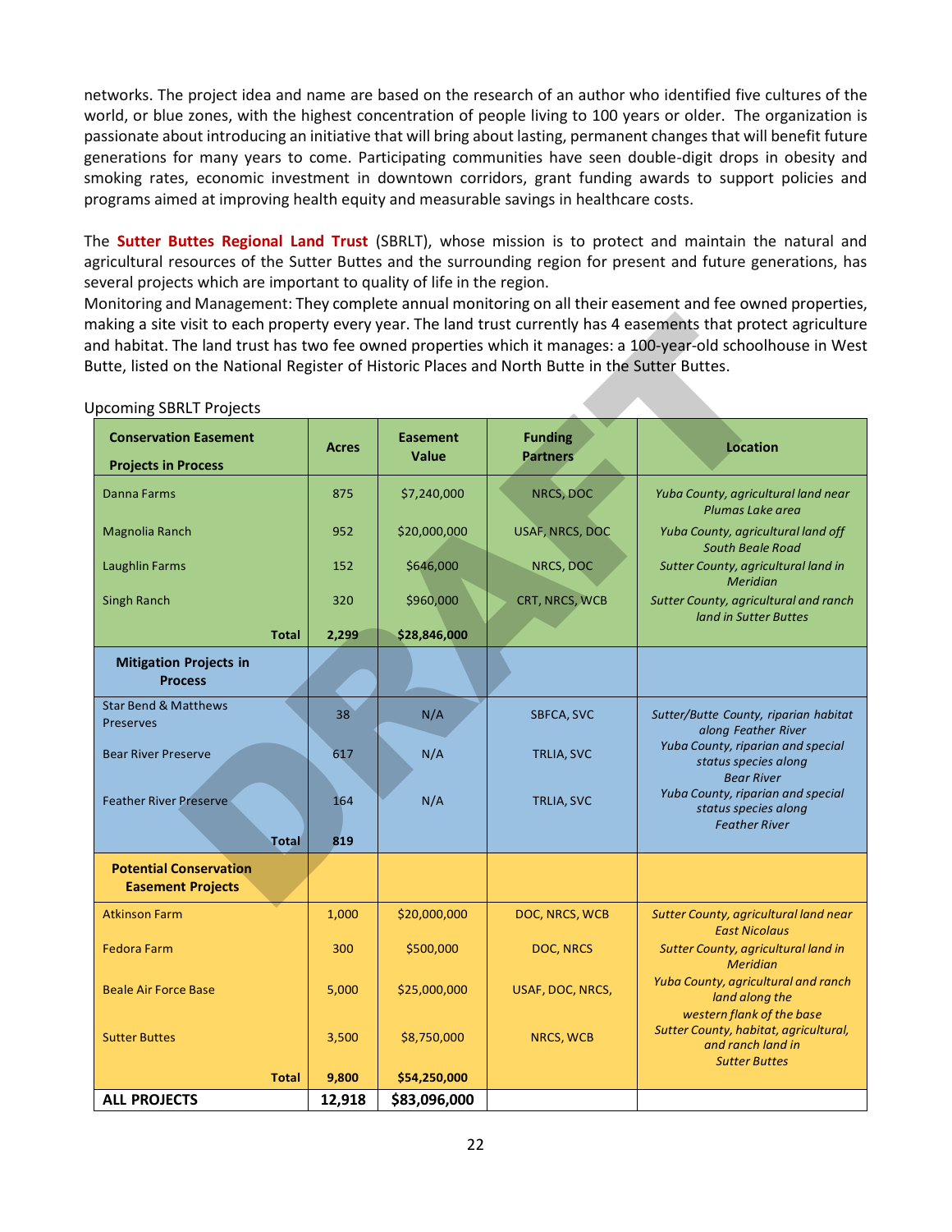networks. The project idea and name are based on the research of an author who identified five cultures of the world, or blue zones, with the highest concentration of people living to 100 years or older. The organization is passionate about introducing an initiative that will bring about lasting, permanent changes that will benefit future generations for many years to come. Participating communities have seen double-digit drops in obesity and smoking rates, economic investment in downtown corridors, grant funding awards to support policies and programs aimed at improving health equity and measurable savings in healthcare costs.

The **Sutter Buttes Regional Land Trust** (SBRLT), whose mission is to protect and maintain the natural and agricultural resources of the Sutter Buttes and the surrounding region for present and future generations, has several projects which are important to quality of life in the region.
Monitoring and Management: They complete annual monitoring on all their easement and fee owned properties, making a site visit to each property every year. The land trust currently has 4 easements that protect agriculture and habitat. The land trust has two fee owned properties which it manages: a 100-year-old schoolhouse in West Butte, listed on the National Register of Historic Places and North Butte in the Sutter Buttes.

Upcoming SBRLT Projects

| Conservation Easement Projects in Process | Acres | Easement Value | Funding Partners | Location |
|---|---|---|---|---|
| Danna Farms | 875 | $7,240,000 | NRCS, DOC | *Yuba County, agricultural land near Plumas Lake area* |
| Magnolia Ranch | 952 | $20,000,000 | USAF, NRCS, DOC | *Yuba County, agricultural land off South Beale Road* |
| Laughlin Farms | 152 | $646,000 | NRCS, DOC | *Sutter County, agricultural land in Meridian* |
| Singh Ranch | 320 | $960,000 | CRT, NRCS, WCB | *Sutter County, agricultural and ranch land in Sutter Buttes* |
| **Total** | **2,299** | **$28,846,000** | | |
| **Mitigation Projects in Process** | | | | |
| Star Bend & Matthews Preserves | 38 | N/A | SBFCA, SVC | *Sutter/Butte County, riparian habitat along Feather River* |
| Bear River Preserve | 617 | N/A | TRLIA, SVC | *Yuba County, riparian and special status species along Bear River* |
| Feather River Preserve | 164 | N/A | TRLIA, SVC | *Yuba County, riparian and special status species along Feather River* |
| **Total** | **819** | | | |
| **Potential Conservation Easement Projects** | | | | |
| Atkinson Farm | 1,000 | $20,000,000 | DOC, NRCS, WCB | *Sutter County, agricultural land near East Nicolaus* |
| Fedora Farm | 300 | $500,000 | DOC, NRCS | *Sutter County, agricultural land in Meridian* |
| Beale Air Force Base | 5,000 | $25,000,000 | USAF, DOC, NRCS, | *Yuba County, agricultural and ranch land along the western flank of the base* |
| Sutter Buttes | 3,500 | $8,750,000 | NRCS, WCB | *Sutter County, habitat, agricultural, and ranch land in Sutter Buttes* |
| **Total** | **9,800** | **$54,250,000** | | |
| **ALL PROJECTS** | **12,918** | **$83,096,000** | | |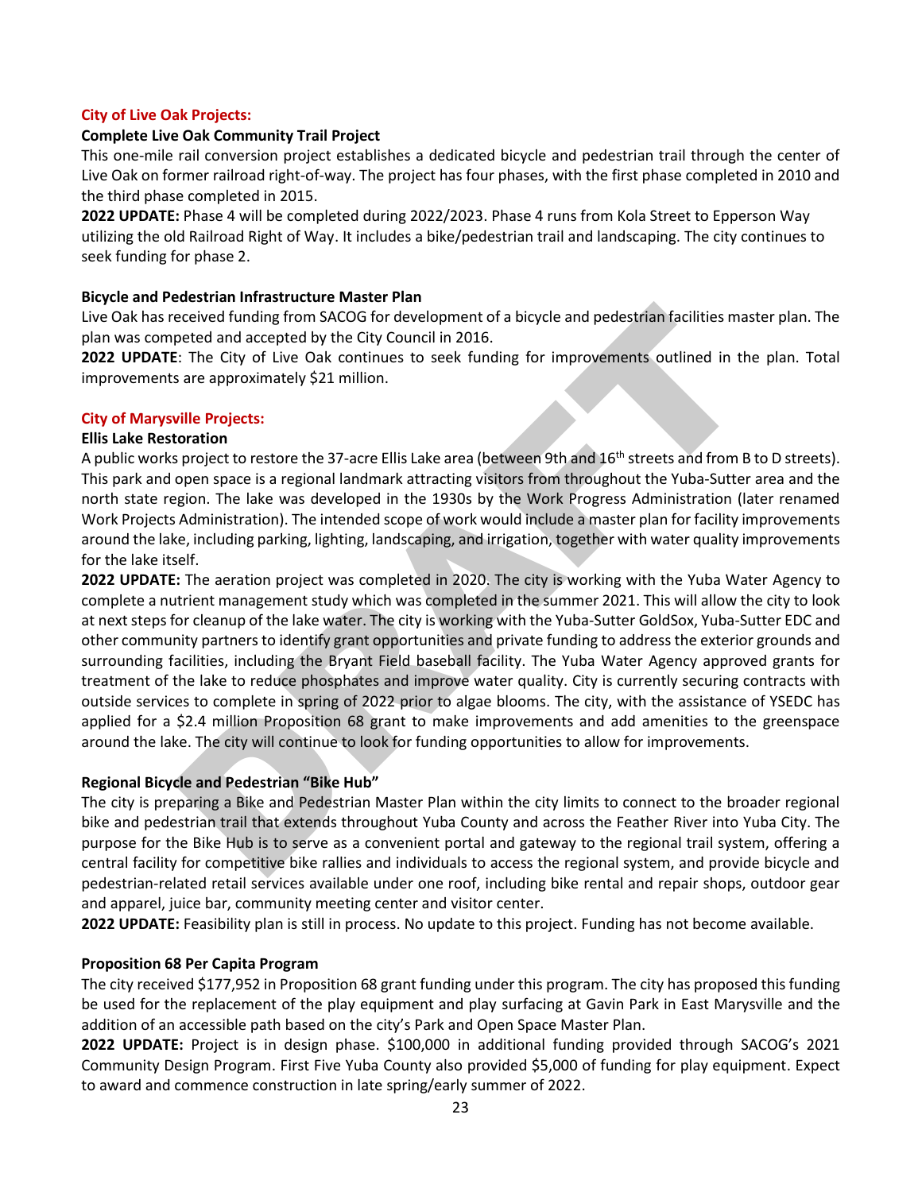## City of Live Oak Projects:

### Complete Live Oak Community Trail Project

This one-mile rail conversion project establishes a dedicated bicycle and pedestrian trail through the center of Live Oak on former railroad right-of-way. The project has four phases, with the first phase completed in 2010 and the third phase completed in 2015.

**2022 UPDATE:** Phase 4 will be completed during 2022/2023. Phase 4 runs from Kola Street to Epperson Way utilizing the old Railroad Right of Way. It includes a bike/pedestrian trail and landscaping. The city continues to seek funding for phase 2.

### Bicycle and Pedestrian Infrastructure Master Plan

Live Oak has received funding from SACOG for development of a bicycle and pedestrian facilities master plan. The plan was competed and accepted by the City Council in 2016.

**2022 UPDATE**: The City of Live Oak continues to seek funding for improvements outlined in the plan. Total improvements are approximately $21 million.

## City of Marysville Projects:

### Ellis Lake Restoration

A public works project to restore the 37-acre Ellis Lake area (between 9th and 16th streets and from B to D streets). This park and open space is a regional landmark attracting visitors from throughout the Yuba-Sutter area and the north state region. The lake was developed in the 1930s by the Work Progress Administration (later renamed Work Projects Administration). The intended scope of work would include a master plan for facility improvements around the lake, including parking, lighting, landscaping, and irrigation, together with water quality improvements for the lake itself.

**2022 UPDATE:** The aeration project was completed in 2020. The city is working with the Yuba Water Agency to complete a nutrient management study which was completed in the summer 2021. This will allow the city to look at next steps for cleanup of the lake water. The city is working with the Yuba-Sutter GoldSox, Yuba-Sutter EDC and other community partners to identify grant opportunities and private funding to address the exterior grounds and surrounding facilities, including the Bryant Field baseball facility. The Yuba Water Agency approved grants for treatment of the lake to reduce phosphates and improve water quality. City is currently securing contracts with outside services to complete in spring of 2022 prior to algae blooms. The city, with the assistance of YSEDC has applied for a $2.4 million Proposition 68 grant to make improvements and add amenities to the greenspace around the lake. The city will continue to look for funding opportunities to allow for improvements.

### Regional Bicycle and Pedestrian "Bike Hub"

The city is preparing a Bike and Pedestrian Master Plan within the city limits to connect to the broader regional bike and pedestrian trail that extends throughout Yuba County and across the Feather River into Yuba City. The purpose for the Bike Hub is to serve as a convenient portal and gateway to the regional trail system, offering a central facility for competitive bike rallies and individuals to access the regional system, and provide bicycle and pedestrian-related retail services available under one roof, including bike rental and repair shops, outdoor gear and apparel, juice bar, community meeting center and visitor center.

**2022 UPDATE:** Feasibility plan is still in process. No update to this project. Funding has not become available.

### Proposition 68 Per Capita Program

The city received $177,952 in Proposition 68 grant funding under this program. The city has proposed this funding be used for the replacement of the play equipment and play surfacing at Gavin Park in East Marysville and the addition of an accessible path based on the city's Park and Open Space Master Plan.

**2022 UPDATE:** Project is in design phase. $100,000 in additional funding provided through SACOG's 2021 Community Design Program. First Five Yuba County also provided $5,000 of funding for play equipment. Expect to award and commence construction in late spring/early summer of 2022.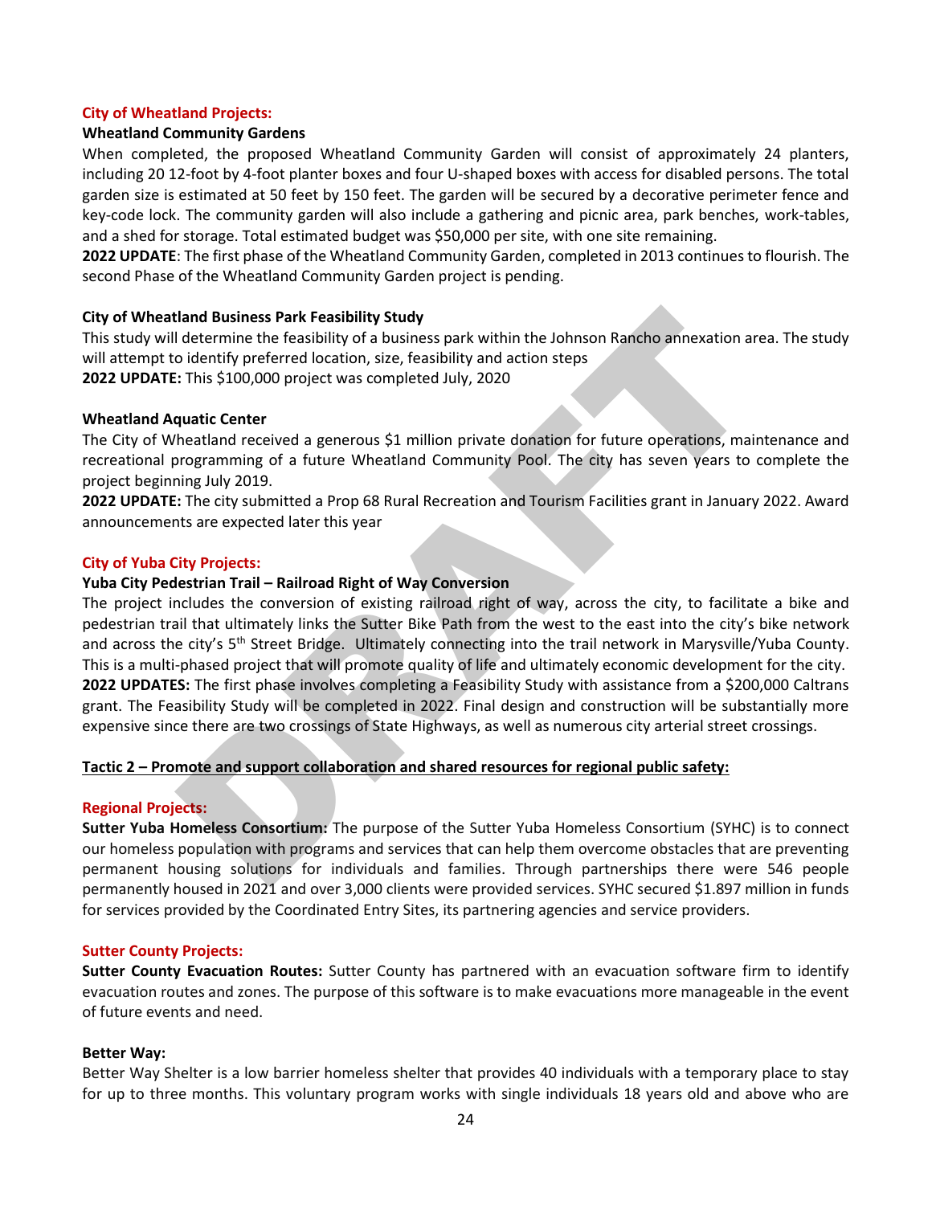**City of Wheatland Projects:**

**Wheatland Community Gardens**

When completed, the proposed Wheatland Community Garden will consist of approximately 24 planters, including 20 12-foot by 4-foot planter boxes and four U-shaped boxes with access for disabled persons. The total garden size is estimated at 50 feet by 150 feet. The garden will be secured by a decorative perimeter fence and key-code lock. The community garden will also include a gathering and picnic area, park benches, work-tables, and a shed for storage. Total estimated budget was $50,000 per site, with one site remaining.

**2022 UPDATE**: The first phase of the Wheatland Community Garden, completed in 2013 continues to flourish. The second Phase of the Wheatland Community Garden project is pending.

**City of Wheatland Business Park Feasibility Study**

This study will determine the feasibility of a business park within the Johnson Rancho annexation area. The study will attempt to identify preferred location, size, feasibility and action steps

**2022 UPDATE:** This $100,000 project was completed July, 2020

**Wheatland Aquatic Center**

The City of Wheatland received a generous $1 million private donation for future operations, maintenance and recreational programming of a future Wheatland Community Pool. The city has seven years to complete the project beginning July 2019.

**2022 UPDATE:** The city submitted a Prop 68 Rural Recreation and Tourism Facilities grant in January 2022. Award announcements are expected later this year

**City of Yuba City Projects:**

**Yuba City Pedestrian Trail – Railroad Right of Way Conversion**

The project includes the conversion of existing railroad right of way, across the city, to facilitate a bike and pedestrian trail that ultimately links the Sutter Bike Path from the west to the east into the city's bike network and across the city's 5th Street Bridge. Ultimately connecting into the trail network in Marysville/Yuba County. This is a multi-phased project that will promote quality of life and ultimately economic development for the city.

**2022 UPDATES:** The first phase involves completing a Feasibility Study with assistance from a $200,000 Caltrans grant. The Feasibility Study will be completed in 2022. Final design and construction will be substantially more expensive since there are two crossings of State Highways, as well as numerous city arterial street crossings.

**Tactic 2 – Promote and support collaboration and shared resources for regional public safety:**

**Regional Projects:**

**Sutter Yuba Homeless Consortium:** The purpose of the Sutter Yuba Homeless Consortium (SYHC) is to connect our homeless population with programs and services that can help them overcome obstacles that are preventing permanent housing solutions for individuals and families. Through partnerships there were 546 people permanently housed in 2021 and over 3,000 clients were provided services. SYHC secured $1.897 million in funds for services provided by the Coordinated Entry Sites, its partnering agencies and service providers.

**Sutter County Projects:**

**Sutter County Evacuation Routes:** Sutter County has partnered with an evacuation software firm to identify evacuation routes and zones. The purpose of this software is to make evacuations more manageable in the event of future events and need.

**Better Way:**

Better Way Shelter is a low barrier homeless shelter that provides 40 individuals with a temporary place to stay for up to three months. This voluntary program works with single individuals 18 years old and above who are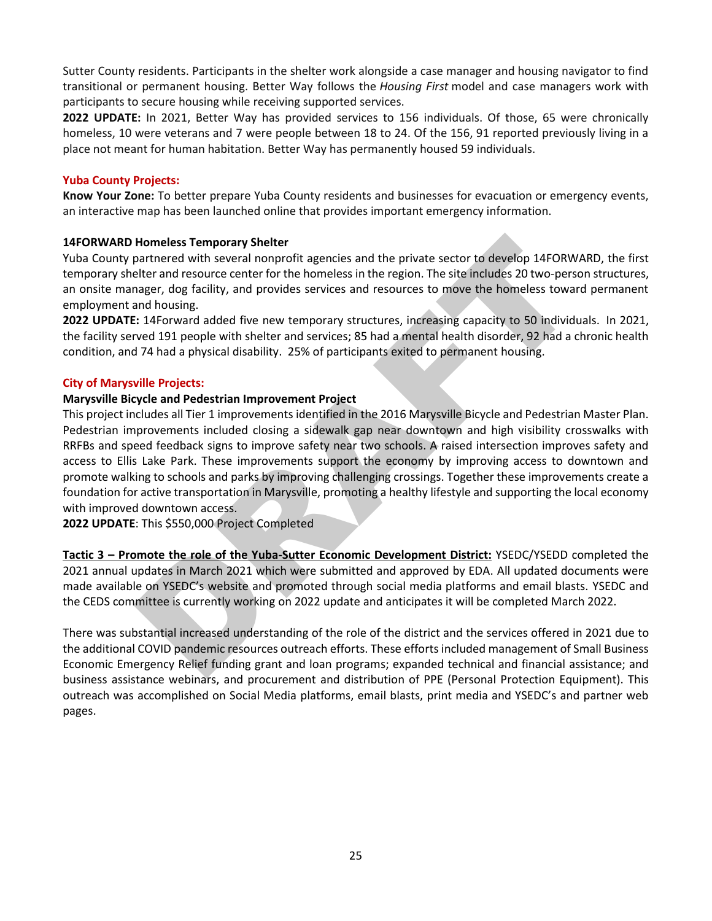Sutter County residents. Participants in the shelter work alongside a case manager and housing navigator to find transitional or permanent housing. Better Way follows the *Housing First* model and case managers work with participants to secure housing while receiving supported services.

**2022 UPDATE:** In 2021, Better Way has provided services to 156 individuals. Of those, 65 were chronically homeless, 10 were veterans and 7 were people between 18 to 24. Of the 156, 91 reported previously living in a place not meant for human habitation. Better Way has permanently housed 59 individuals.

**Yuba County Projects:**

**Know Your Zone:** To better prepare Yuba County residents and businesses for evacuation or emergency events, an interactive map has been launched online that provides important emergency information.

**14FORWARD Homeless Temporary Shelter**

Yuba County partnered with several nonprofit agencies and the private sector to develop 14FORWARD, the first temporary shelter and resource center for the homeless in the region. The site includes 20 two-person structures, an onsite manager, dog facility, and provides services and resources to move the homeless toward permanent employment and housing.

**2022 UPDATE:** 14Forward added five new temporary structures, increasing capacity to 50 individuals. In 2021, the facility served 191 people with shelter and services; 85 had a mental health disorder, 92 had a chronic health condition, and 74 had a physical disability. 25% of participants exited to permanent housing.

**City of Marysville Projects:**

**Marysville Bicycle and Pedestrian Improvement Project**

This project includes all Tier 1 improvements identified in the 2016 Marysville Bicycle and Pedestrian Master Plan. Pedestrian improvements included closing a sidewalk gap near downtown and high visibility crosswalks with RRFBs and speed feedback signs to improve safety near two schools. A raised intersection improves safety and access to Ellis Lake Park. These improvements support the economy by improving access to downtown and promote walking to schools and parks by improving challenging crossings. Together these improvements create a foundation for active transportation in Marysville, promoting a healthy lifestyle and supporting the local economy with improved downtown access.

**2022 UPDATE**: This $550,000 Project Completed

**Tactic 3 – Promote the role of the Yuba-Sutter Economic Development District:** YSEDC/YSEDD completed the 2021 annual updates in March 2021 which were submitted and approved by EDA. All updated documents were made available on YSEDC's website and promoted through social media platforms and email blasts. YSEDC and the CEDS committee is currently working on 2022 update and anticipates it will be completed March 2022.

There was substantial increased understanding of the role of the district and the services offered in 2021 due to the additional COVID pandemic resources outreach efforts. These efforts included management of Small Business Economic Emergency Relief funding grant and loan programs; expanded technical and financial assistance; and business assistance webinars, and procurement and distribution of PPE (Personal Protection Equipment). This outreach was accomplished on Social Media platforms, email blasts, print media and YSEDC's and partner web pages.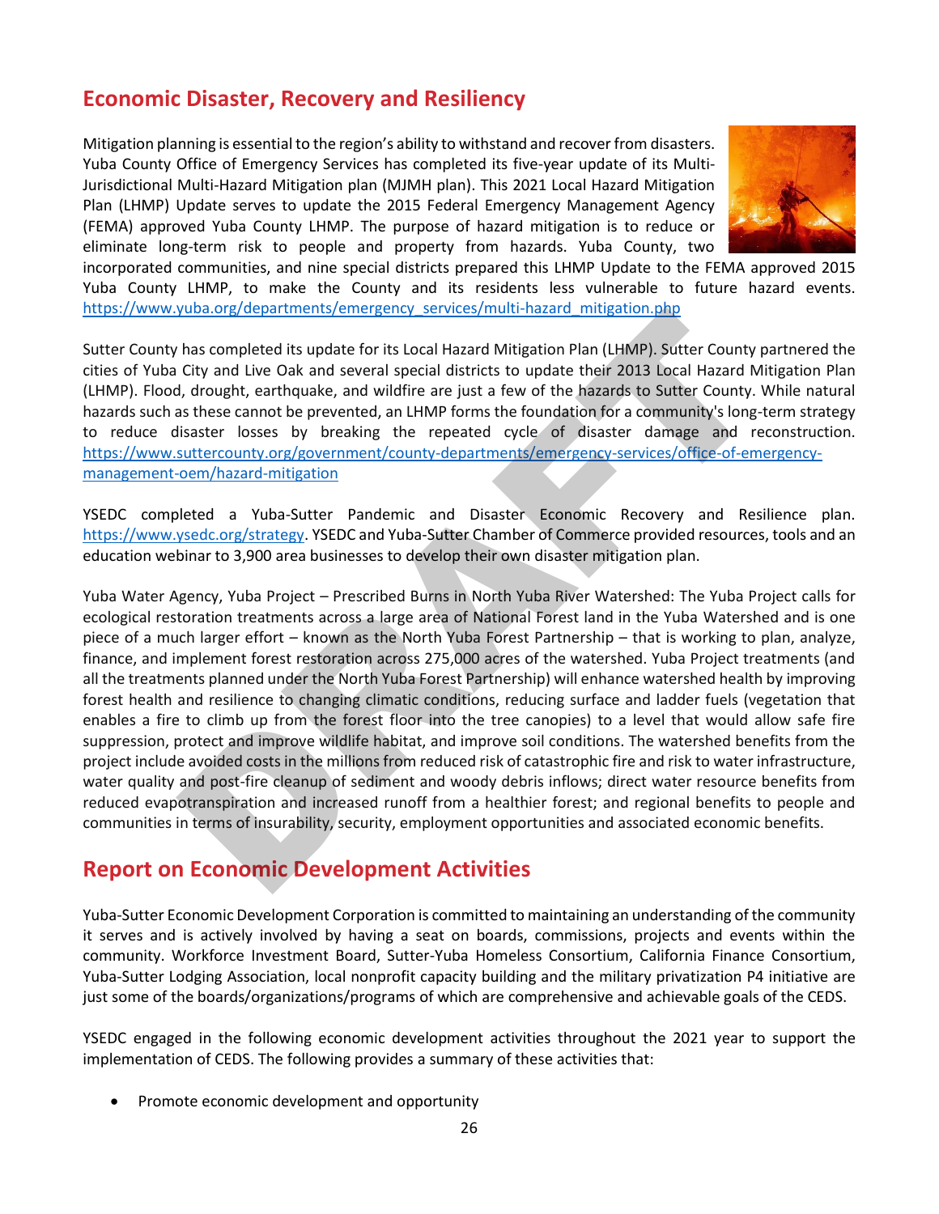## Economic Disaster, Recovery and Resiliency

Mitigation planning is essential to the region's ability to withstand and recover from disasters. Yuba County Office of Emergency Services has completed its five-year update of its Multi-Jurisdictional Multi-Hazard Mitigation plan (MJMH plan). This 2021 Local Hazard Mitigation Plan (LHMP) Update serves to update the 2015 Federal Emergency Management Agency (FEMA) approved Yuba County LHMP. The purpose of hazard mitigation is to reduce or eliminate long-term risk to people and property from hazards. Yuba County, two incorporated communities, and nine special districts prepared this LHMP Update to the FEMA approved 2015 Yuba County LHMP, to make the County and its residents less vulnerable to future hazard events. https://www.yuba.org/departments/emergency_services/multi-hazard_mitigation.php

Sutter County has completed its update for its Local Hazard Mitigation Plan (LHMP). Sutter County partnered the cities of Yuba City and Live Oak and several special districts to update their 2013 Local Hazard Mitigation Plan (LHMP). Flood, drought, earthquake, and wildfire are just a few of the hazards to Sutter County. While natural hazards such as these cannot be prevented, an LHMP forms the foundation for a community's long-term strategy to reduce disaster losses by breaking the repeated cycle of disaster damage and reconstruction. https://www.suttercounty.org/government/county-departments/emergency-services/office-of-emergency-management-oem/hazard-mitigation

YSEDC completed a Yuba-Sutter Pandemic and Disaster Economic Recovery and Resilience plan. https://www.ysedc.org/strategy. YSEDC and Yuba-Sutter Chamber of Commerce provided resources, tools and an education webinar to 3,900 area businesses to develop their own disaster mitigation plan.

Yuba Water Agency, Yuba Project – Prescribed Burns in North Yuba River Watershed: The Yuba Project calls for ecological restoration treatments across a large area of National Forest land in the Yuba Watershed and is one piece of a much larger effort – known as the North Yuba Forest Partnership – that is working to plan, analyze, finance, and implement forest restoration across 275,000 acres of the watershed. Yuba Project treatments (and all the treatments planned under the North Yuba Forest Partnership) will enhance watershed health by improving forest health and resilience to changing climatic conditions, reducing surface and ladder fuels (vegetation that enables a fire to climb up from the forest floor into the tree canopies) to a level that would allow safe fire suppression, protect and improve wildlife habitat, and improve soil conditions. The watershed benefits from the project include avoided costs in the millions from reduced risk of catastrophic fire and risk to water infrastructure, water quality and post-fire cleanup of sediment and woody debris inflows; direct water resource benefits from reduced evapotranspiration and increased runoff from a healthier forest; and regional benefits to people and communities in terms of insurability, security, employment opportunities and associated economic benefits.

## Report on Economic Development Activities

Yuba-Sutter Economic Development Corporation is committed to maintaining an understanding of the community it serves and is actively involved by having a seat on boards, commissions, projects and events within the community. Workforce Investment Board, Sutter-Yuba Homeless Consortium, California Finance Consortium, Yuba-Sutter Lodging Association, local nonprofit capacity building and the military privatization P4 initiative are just some of the boards/organizations/programs of which are comprehensive and achievable goals of the CEDS.

YSEDC engaged in the following economic development activities throughout the 2021 year to support the implementation of CEDS. The following provides a summary of these activities that:

- Promote economic development and opportunity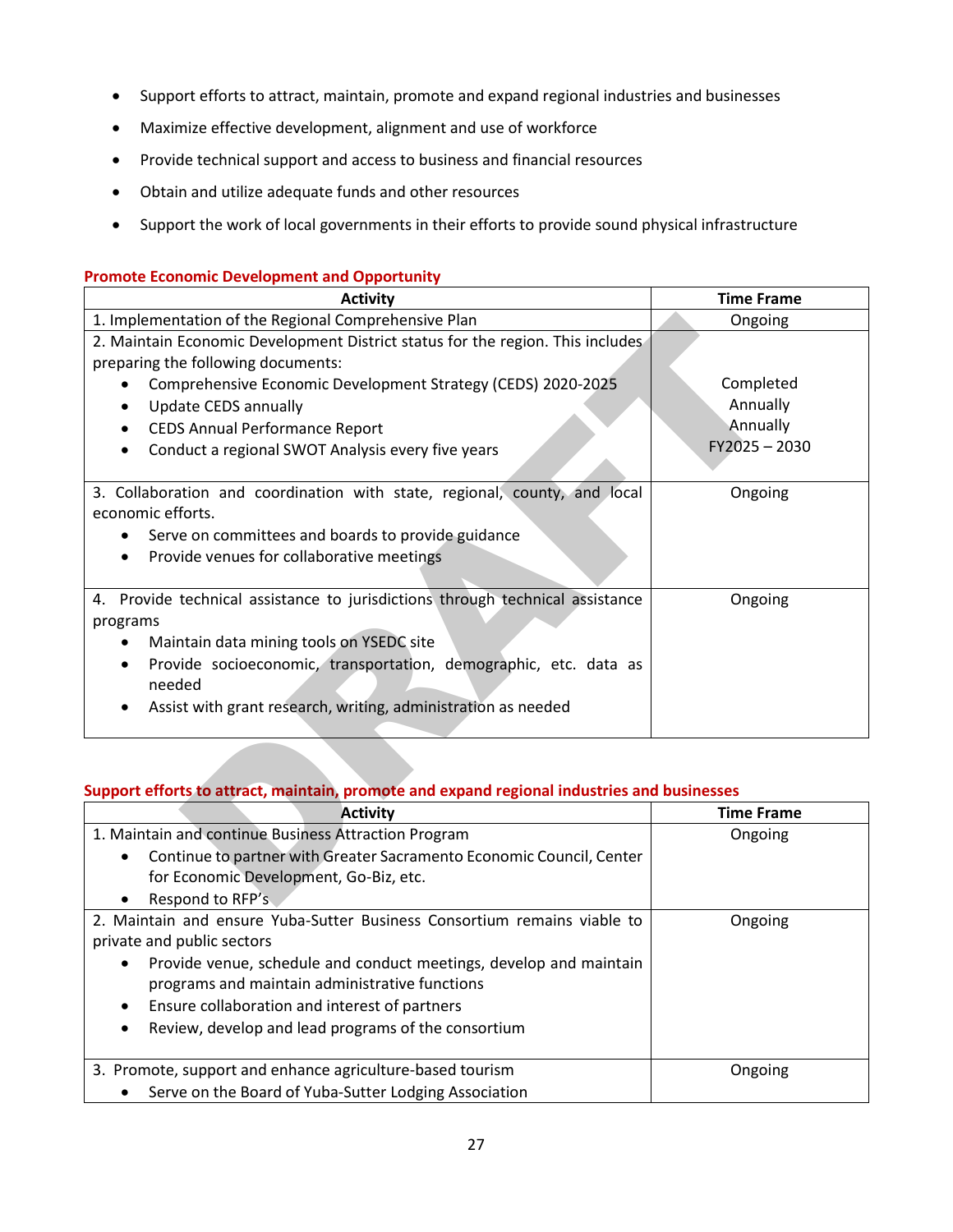- Support efforts to attract, maintain, promote and expand regional industries and businesses
- Maximize effective development, alignment and use of workforce
- Provide technical support and access to business and financial resources
- Obtain and utilize adequate funds and other resources
- Support the work of local governments in their efforts to provide sound physical infrastructure

**Promote Economic Development and Opportunity**

| Activity | Time Frame |
|---|---|
| 1. Implementation of the Regional Comprehensive Plan | Ongoing |
| 2. Maintain Economic Development District status for the region. This includes preparing the following documents:<br>• Comprehensive Economic Development Strategy (CEDS) 2020-2025<br>• Update CEDS annually<br>• CEDS Annual Performance Report<br>• Conduct a regional SWOT Analysis every five years | <br><br>Completed<br>Annually<br>Annually<br>FY2025 – 2030 |
| 3. Collaboration and coordination with state, regional, county, and local economic efforts.<br>• Serve on committees and boards to provide guidance<br>• Provide venues for collaborative meetings | Ongoing |
| 4. Provide technical assistance to jurisdictions through technical assistance programs<br>• Maintain data mining tools on YSEDC site<br>• Provide socioeconomic, transportation, demographic, etc. data as needed<br>• Assist with grant research, writing, administration as needed | Ongoing |

**Support efforts to attract, maintain, promote and expand regional industries and businesses**

| Activity | Time Frame |
|---|---|
| 1. Maintain and continue Business Attraction Program<br>• Continue to partner with Greater Sacramento Economic Council, Center for Economic Development, Go-Biz, etc.<br>• Respond to RFP's | Ongoing |
| 2. Maintain and ensure Yuba-Sutter Business Consortium remains viable to private and public sectors<br>• Provide venue, schedule and conduct meetings, develop and maintain programs and maintain administrative functions<br>• Ensure collaboration and interest of partners<br>• Review, develop and lead programs of the consortium | Ongoing |
| 3. Promote, support and enhance agriculture-based tourism<br>• Serve on the Board of Yuba-Sutter Lodging Association | Ongoing |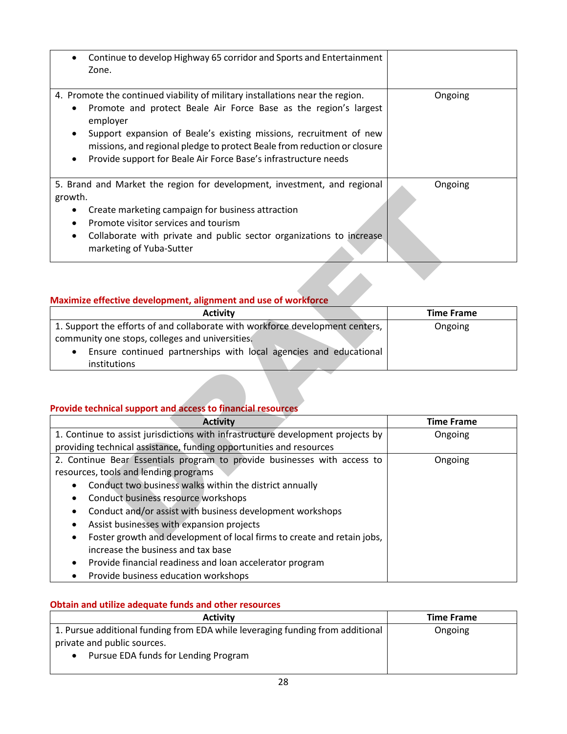| | |
|---|---|
| • Continue to develop Highway 65 corridor and Sports and Entertainment Zone. | |
| 4. Promote the continued viability of military installations near the region.<br>• Promote and protect Beale Air Force Base as the region's largest employer<br>• Support expansion of Beale's existing missions, recruitment of new missions, and regional pledge to protect Beale from reduction or closure<br>• Provide support for Beale Air Force Base's infrastructure needs | Ongoing |
| 5. Brand and Market the region for development, investment, and regional growth.<br>• Create marketing campaign for business attraction<br>• Promote visitor services and tourism<br>• Collaborate with private and public sector organizations to increase marketing of Yuba-Sutter | Ongoing |

### Maximize effective development, alignment and use of workforce

| Activity | Time Frame |
|---|---|
| 1. Support the efforts of and collaborate with workforce development centers, community one stops, colleges and universities.<br>• Ensure continued partnerships with local agencies and educational institutions | Ongoing |

### Provide technical support and access to financial resources

| Activity | Time Frame |
|---|---|
| 1. Continue to assist jurisdictions with infrastructure development projects by providing technical assistance, funding opportunities and resources | Ongoing |
| 2. Continue Bear Essentials program to provide businesses with access to resources, tools and lending programs<br>• Conduct two business walks within the district annually<br>• Conduct business resource workshops<br>• Conduct and/or assist with business development workshops<br>• Assist businesses with expansion projects<br>• Foster growth and development of local firms to create and retain jobs, increase the business and tax base<br>• Provide financial readiness and loan accelerator program<br>• Provide business education workshops | Ongoing |

### Obtain and utilize adequate funds and other resources

| Activity | Time Frame |
|---|---|
| 1. Pursue additional funding from EDA while leveraging funding from additional private and public sources.<br>• Pursue EDA funds for Lending Program | Ongoing |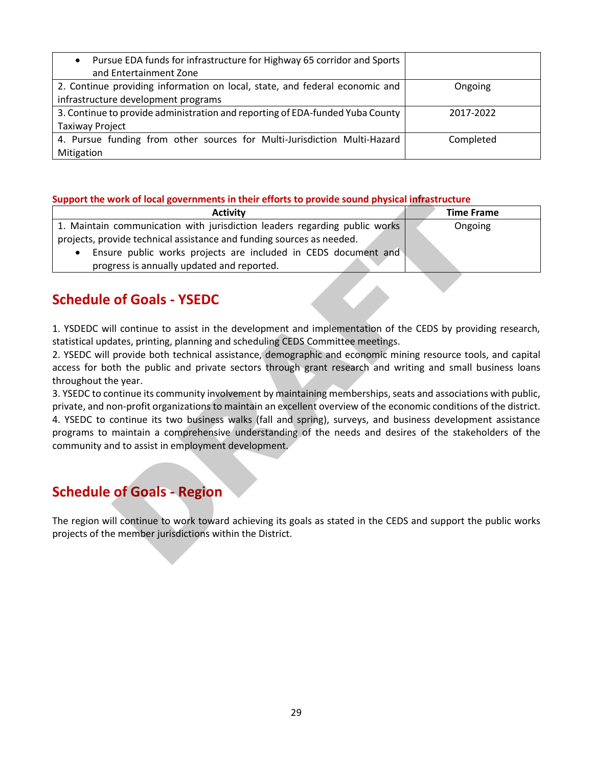| | |
|---|---|
| • Pursue EDA funds for infrastructure for Highway 65 corridor and Sports and Entertainment Zone | |
| 2. Continue providing information on local, state, and federal economic and infrastructure development programs | Ongoing |
| 3. Continue to provide administration and reporting of EDA-funded Yuba County Taxiway Project | 2017-2022 |
| 4. Pursue funding from other sources for Multi-Jurisdiction Multi-Hazard Mitigation | Completed |

**Support the work of local governments in their efforts to provide sound physical infrastructure**

| Activity | Time Frame |
|---|---|
| 1. Maintain communication with jurisdiction leaders regarding public works projects, provide technical assistance and funding sources as needed.<br>• Ensure public works projects are included in CEDS document and progress is annually updated and reported. | Ongoing |

## Schedule of Goals - YSEDC

1. YSDEDC will continue to assist in the development and implementation of the CEDS by providing research, statistical updates, printing, planning and scheduling CEDS Committee meetings.
2. YSEDC will provide both technical assistance, demographic and economic mining resource tools, and capital access for both the public and private sectors through grant research and writing and small business loans throughout the year.
3. YSEDC to continue its community involvement by maintaining memberships, seats and associations with public, private, and non-profit organizations to maintain an excellent overview of the economic conditions of the district.
4. YSEDC to continue its two business walks (fall and spring), surveys, and business development assistance programs to maintain a comprehensive understanding of the needs and desires of the stakeholders of the community and to assist in employment development.

## Schedule of Goals - Region

The region will continue to work toward achieving its goals as stated in the CEDS and support the public works projects of the member jurisdictions within the District.